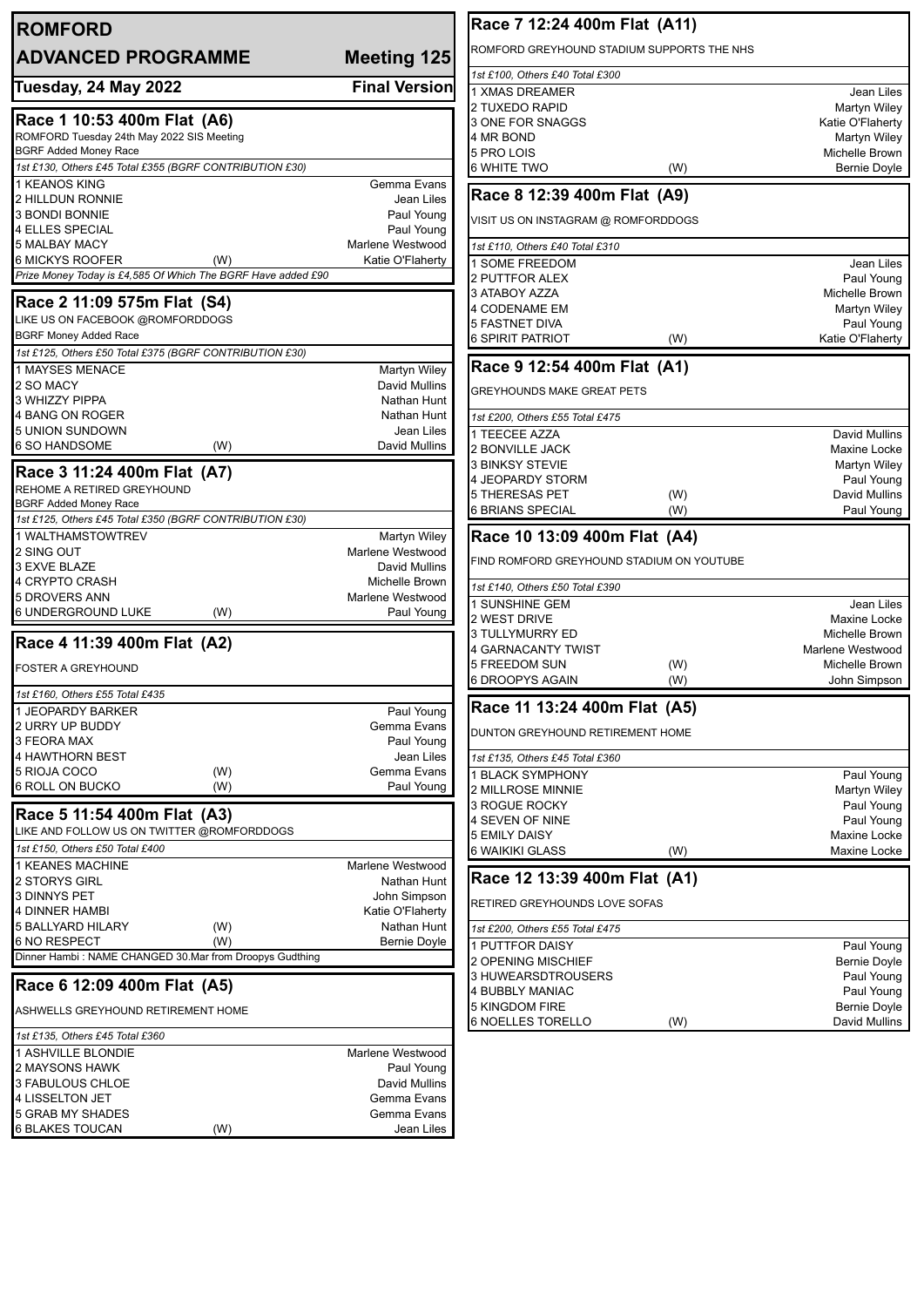# ROMFORD

## ADVANCED PROGRAMME — Meeting 125

**Tuesday, 24 May 2022** — **Final Version**

### Race 1 10:53 400m Flat (A6)

ROMFORD Tuesday 24th May 2022 SIS Meeting
BGRF Added Money Race

*1st £130, Others £45 Total £355 (BGRF CONTRIBUTION £30)*

| Trap | Greyhound | | Trainer |
|---|---|---|---|
| 1 | KEANOS KING | | Gemma Evans |
| 2 | HILLDUN RONNIE | | Jean Liles |
| 3 | BONDI BONNIE | | Paul Young |
| 4 | ELLES SPECIAL | | Paul Young |
| 5 | MALBAY MACY | | Marlene Westwood |
| 6 | MICKYS ROOFER | (W) | Katie O'Flaherty |

*Prize Money Today is £4,585 Of Which The BGRF Have added £90*

### Race 2 11:09 575m Flat (S4)

LIKE US ON FACEBOOK @ROMFORDDOGS
BGRF Money Added Race

*1st £125, Others £50 Total £375 (BGRF CONTRIBUTION £30)*

| Trap | Greyhound | | Trainer |
|---|---|---|---|
| 1 | MAYSES MENACE | | Martyn Wiley |
| 2 | SO MACY | | David Mullins |
| 3 | WHIZZY PIPPA | | Nathan Hunt |
| 4 | BANG ON ROGER | | Nathan Hunt |
| 5 | UNION SUNDOWN | | Jean Liles |
| 6 | SO HANDSOME | (W) | David Mullins |

### Race 3 11:24 400m Flat (A7)

REHOME A RETIRED GREYHOUND
BGRF Added Money Race

*1st £125, Others £45 Total £350 (BGRF CONTRIBUTION £30)*

| Trap | Greyhound | | Trainer |
|---|---|---|---|
| 1 | WALTHAMSTOWTREV | | Martyn Wiley |
| 2 | SING OUT | | Marlene Westwood |
| 3 | EXVE BLAZE | | David Mullins |
| 4 | CRYPTO CRASH | | Michelle Brown |
| 5 | DROVERS ANN | | Marlene Westwood |
| 6 | UNDERGROUND LUKE | (W) | Paul Young |

### Race 4 11:39 400m Flat (A2)

FOSTER A GREYHOUND

*1st £160, Others £55 Total £435*

| Trap | Greyhound | | Trainer |
|---|---|---|---|
| 1 | JEOPARDY BARKER | | Paul Young |
| 2 | URRY UP BUDDY | | Gemma Evans |
| 3 | FEORA MAX | | Paul Young |
| 4 | HAWTHORN BEST | | Jean Liles |
| 5 | RIOJA COCO | (W) | Gemma Evans |
| 6 | ROLL ON BUCKO | (W) | Paul Young |

### Race 5 11:54 400m Flat (A3)

LIKE AND FOLLOW US ON TWITTER @ROMFORDDOGS

*1st £150, Others £50 Total £400*

| Trap | Greyhound | | Trainer |
|---|---|---|---|
| 1 | KEANES MACHINE | | Marlene Westwood |
| 2 | STORYS GIRL | | Nathan Hunt |
| 3 | DINNYS PET | | John Simpson |
| 4 | DINNER HAMBI | | Katie O'Flaherty |
| 5 | BALLYARD HILARY | (W) | Nathan Hunt |
| 6 | NO RESPECT | (W) | Bernie Doyle |

Dinner Hambi : NAME CHANGED 30.Mar from Droopys Gudthing

### Race 6 12:09 400m Flat (A5)

ASHWELLS GREYHOUND RETIREMENT HOME

*1st £135, Others £45 Total £360*

| Trap | Greyhound | | Trainer |
|---|---|---|---|
| 1 | ASHVILLE BLONDIE | | Marlene Westwood |
| 2 | MAYSONS HAWK | | Paul Young |
| 3 | FABULOUS CHLOE | | David Mullins |
| 4 | LISSELTON JET | | Gemma Evans |
| 5 | GRAB MY SHADES | | Gemma Evans |
| 6 | BLAKES TOUCAN | (W) | Jean Liles |

### Race 7 12:24 400m Flat (A11)

ROMFORD GREYHOUND STADIUM SUPPORTS THE NHS

*1st £100, Others £40 Total £300*

| Trap | Greyhound | | Trainer |
|---|---|---|---|
| 1 | XMAS DREAMER | | Jean Liles |
| 2 | TUXEDO RAPID | | Martyn Wiley |
| 3 | ONE FOR SNAGGS | | Katie O'Flaherty |
| 4 | MR BOND | | Martyn Wiley |
| 5 | PRO LOIS | | Michelle Brown |
| 6 | WHITE TWO | (W) | Bernie Doyle |

### Race 8 12:39 400m Flat (A9)

VISIT US ON INSTAGRAM @ ROMFORDDOGS

*1st £110, Others £40 Total £310*

| Trap | Greyhound | | Trainer |
|---|---|---|---|
| 1 | SOME FREEDOM | | Jean Liles |
| 2 | PUTTFOR ALEX | | Paul Young |
| 3 | ATABOY AZZA | | Michelle Brown |
| 4 | CODENAME EM | | Martyn Wiley |
| 5 | FASTNET DIVA | | Paul Young |
| 6 | SPIRIT PATRIOT | (W) | Katie O'Flaherty |

### Race 9 12:54 400m Flat (A1)

GREYHOUNDS MAKE GREAT PETS

*1st £200, Others £55 Total £475*

| Trap | Greyhound | | Trainer |
|---|---|---|---|
| 1 | TEECEE AZZA | | David Mullins |
| 2 | BONVILLE JACK | | Maxine Locke |
| 3 | BINKSY STEVIE | | Martyn Wiley |
| 4 | JEOPARDY STORM | | Paul Young |
| 5 | THERESAS PET | (W) | David Mullins |
| 6 | BRIANS SPECIAL | (W) | Paul Young |

### Race 10 13:09 400m Flat (A4)

FIND ROMFORD GREYHOUND STADIUM ON YOUTUBE

*1st £140, Others £50 Total £390*

| Trap | Greyhound | | Trainer |
|---|---|---|---|
| 1 | SUNSHINE GEM | | Jean Liles |
| 2 | WEST DRIVE | | Maxine Locke |
| 3 | TULLYMURRY ED | | Michelle Brown |
| 4 | GARNACANTY TWIST | | Marlene Westwood |
| 5 | FREEDOM SUN | (W) | Michelle Brown |
| 6 | DROOPYS AGAIN | (W) | John Simpson |

### Race 11 13:24 400m Flat (A5)

DUNTON GREYHOUND RETIREMENT HOME

*1st £135, Others £45 Total £360*

| Trap | Greyhound | | Trainer |
|---|---|---|---|
| 1 | BLACK SYMPHONY | | Paul Young |
| 2 | MILLROSE MINNIE | | Martyn Wiley |
| 3 | ROGUE ROCKY | | Paul Young |
| 4 | SEVEN OF NINE | | Paul Young |
| 5 | EMILY DAISY | | Maxine Locke |
| 6 | WAIKIKI GLASS | (W) | Maxine Locke |

### Race 12 13:39 400m Flat (A1)

RETIRED GREYHOUNDS LOVE SOFAS

*1st £200, Others £55 Total £475*

| Trap | Greyhound | | Trainer |
|---|---|---|---|
| 1 | PUTTFOR DAISY | | Paul Young |
| 2 | OPENING MISCHIEF | | Bernie Doyle |
| 3 | HUWEARSDTROUSERS | | Paul Young |
| 4 | BUBBLY MANIAC | | Paul Young |
| 5 | KINGDOM FIRE | | Bernie Doyle |
| 6 | NOELLES TORELLO | (W) | David Mullins |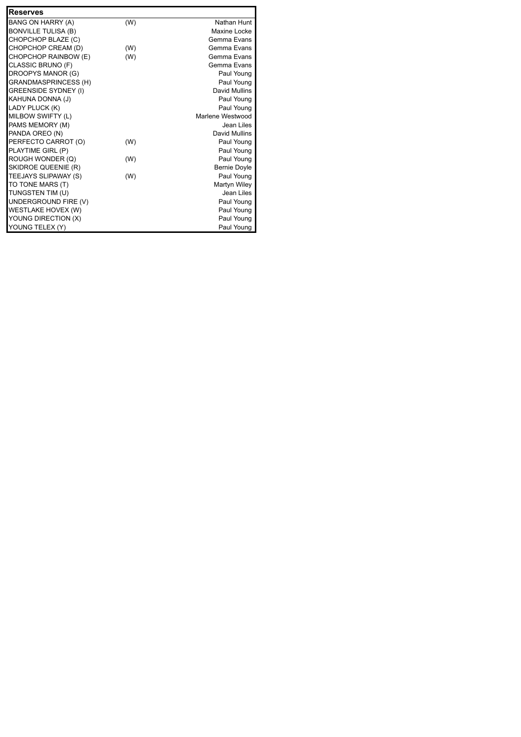| Reserves | | |
|---|---|---|
| BANG ON HARRY (A) | (W) | Nathan Hunt |
| BONVILLE TULISA (B) | | Maxine Locke |
| CHOPCHOP BLAZE (C) | | Gemma Evans |
| CHOPCHOP CREAM (D) | (W) | Gemma Evans |
| CHOPCHOP RAINBOW (E) | (W) | Gemma Evans |
| CLASSIC BRUNO (F) | | Gemma Evans |
| DROOPYS MANOR (G) | | Paul Young |
| GRANDMASPRINCESS (H) | | Paul Young |
| GREENSIDE SYDNEY (I) | | David Mullins |
| KAHUNA DONNA (J) | | Paul Young |
| LADY PLUCK (K) | | Paul Young |
| MILBOW SWIFTY (L) | | Marlene Westwood |
| PAMS MEMORY (M) | | Jean Liles |
| PANDA OREO (N) | | David Mullins |
| PERFECTO CARROT (O) | (W) | Paul Young |
| PLAYTIME GIRL (P) | | Paul Young |
| ROUGH WONDER (Q) | (W) | Paul Young |
| SKIDROE QUEENIE (R) | | Bernie Doyle |
| TEEJAYS SLIPAWAY (S) | (W) | Paul Young |
| TO TONE MARS (T) | | Martyn Wiley |
| TUNGSTEN TIM (U) | | Jean Liles |
| UNDERGROUND FIRE (V) | | Paul Young |
| WESTLAKE HOVEX (W) | | Paul Young |
| YOUNG DIRECTION (X) | | Paul Young |
| YOUNG TELEX (Y) | | Paul Young |